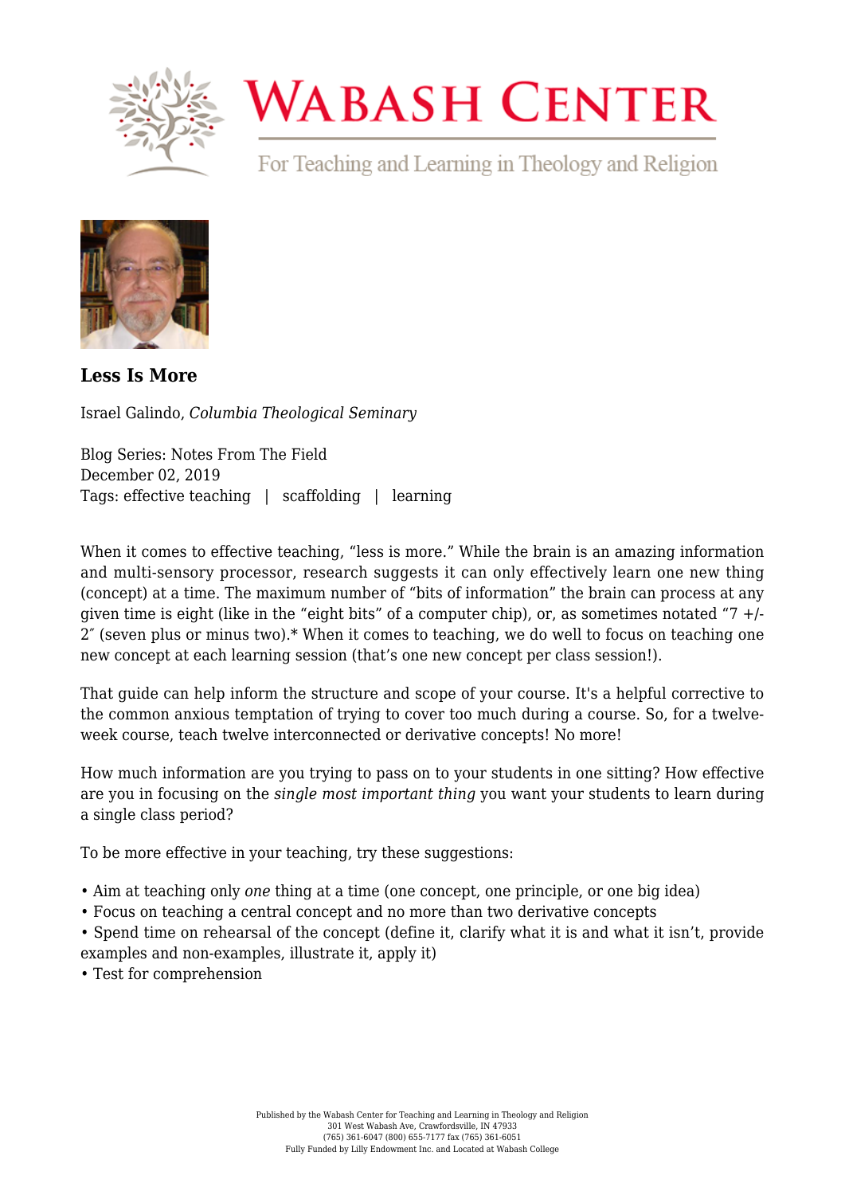# Wabash Center

For Teaching and Learning in Theology and Religion

## Less Is More

Israel Galindo, *Columbia Theological Seminary*

Blog Series: Notes From The Field
December 02, 2019
Tags: effective teaching | scaffolding | learning

When it comes to effective teaching, "less is more." While the brain is an amazing information and multi-sensory processor, research suggests it can only effectively learn one new thing (concept) at a time. The maximum number of "bits of information" the brain can process at any given time is eight (like in the "eight bits" of a computer chip), or, as sometimes notated "7 +/- 2″ (seven plus or minus two).* When it comes to teaching, we do well to focus on teaching one new concept at each learning session (that's one new concept per class session!).

That guide can help inform the structure and scope of your course. It's a helpful corrective to the common anxious temptation of trying to cover too much during a course. So, for a twelve-week course, teach twelve interconnected or derivative concepts! No more!

How much information are you trying to pass on to your students in one sitting? How effective are you in focusing on the *single most important thing* you want your students to learn during a single class period?

To be more effective in your teaching, try these suggestions:

- Aim at teaching only *one* thing at a time (one concept, one principle, or one big idea)
- Focus on teaching a central concept and no more than two derivative concepts
- Spend time on rehearsal of the concept (define it, clarify what it is and what it isn't, provide examples and non-examples, illustrate it, apply it)
- Test for comprehension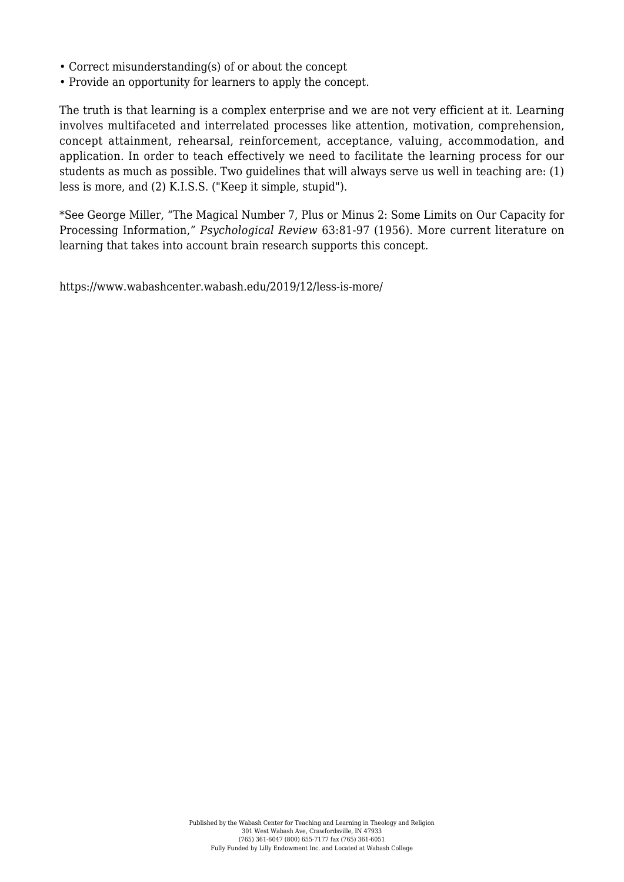- Correct misunderstanding(s) of or about the concept
- Provide an opportunity for learners to apply the concept.

The truth is that learning is a complex enterprise and we are not very efficient at it. Learning involves multifaceted and interrelated processes like attention, motivation, comprehension, concept attainment, rehearsal, reinforcement, acceptance, valuing, accommodation, and application. In order to teach effectively we need to facilitate the learning process for our students as much as possible. Two guidelines that will always serve us well in teaching are: (1) less is more, and (2) K.I.S.S. ("Keep it simple, stupid").

*See George Miller, "The Magical Number 7, Plus or Minus 2: Some Limits on Our Capacity for Processing Information," *Psychological Review* 63:81-97 (1956). More current literature on learning that takes into account brain research supports this concept.

https://www.wabashcenter.wabash.edu/2019/12/less-is-more/

Published by the Wabash Center for Teaching and Learning in Theology and Religion
301 West Wabash Ave, Crawfordsville, IN 47933
(765) 361-6047 (800) 655-7177 fax (765) 361-6051
Fully Funded by Lilly Endowment Inc. and Located at Wabash College